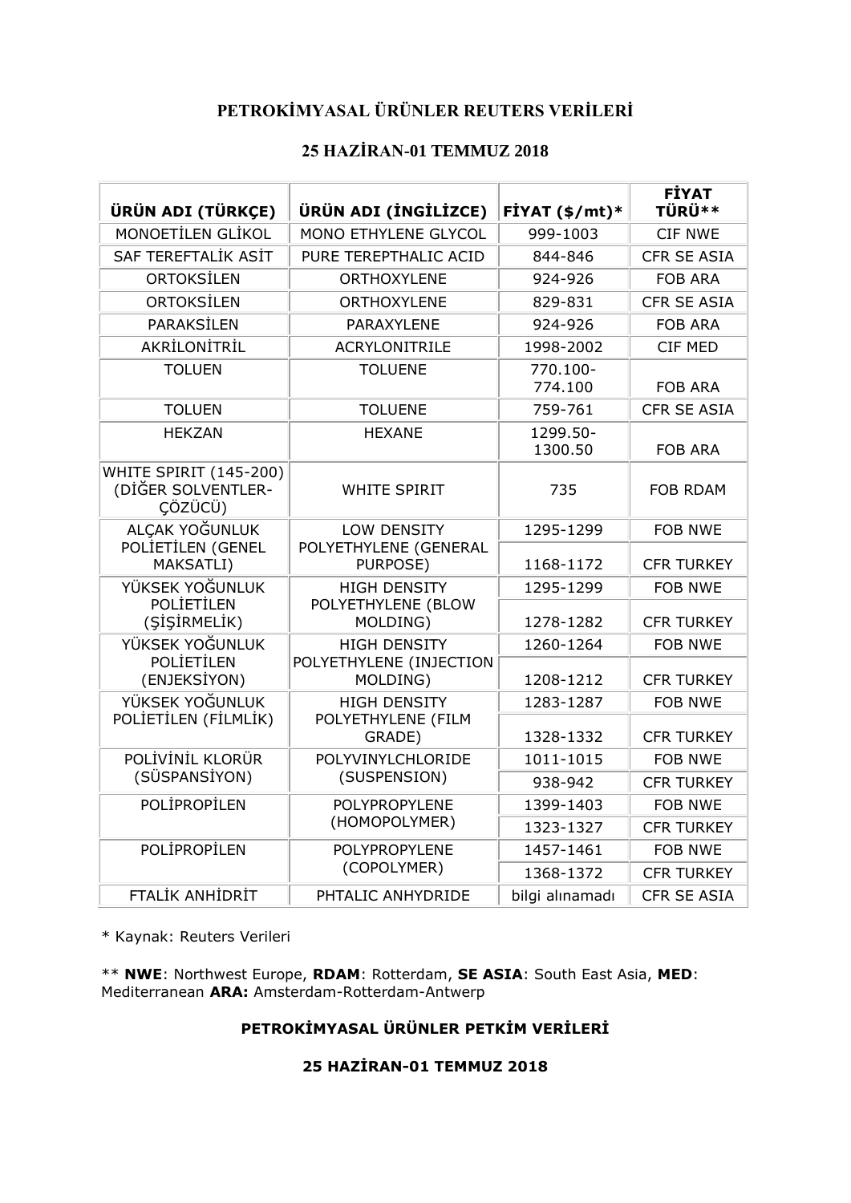# PETROKİMYASAL ÜRÜNLER REUTERS VERİLERİ

## 25 HAZİRAN-01 TEMMUZ 2018

| ÜRÜN ADI (TÜRKÇE) | ÜRÜN ADI (İNGİLİZCE) | FİYAT ($/mt)* | FİYAT TÜRÜ** |
|---|---|---|---|
| MONOETİLEN GLİKOL | MONO ETHYLENE GLYCOL | 999-1003 | CIF NWE |
| SAF TEREFTALİK ASİT | PURE TEREPTHALIC ACID | 844-846 | CFR SE ASIA |
| ORTOKSİLEN | ORTHOXYLENE | 924-926 | FOB ARA |
| ORTOKSİLEN | ORTHOXYLENE | 829-831 | CFR SE ASIA |
| PARAKSİLEN | PARAXYLENE | 924-926 | FOB ARA |
| AKRİLONİTRİL | ACRYLONITRILE | 1998-2002 | CIF MED |
| TOLUEN | TOLUENE | 770.100-774.100 | FOB ARA |
| TOLUEN | TOLUENE | 759-761 | CFR SE ASIA |
| HEKZAN | HEXANE | 1299.50-1300.50 | FOB ARA |
| WHITE SPIRIT (145-200) (DİĞER SOLVENTLER-ÇÖZÜCÜ) | WHITE SPIRIT | 735 | FOB RDAM |
| ALÇAK YOĞUNLUK POLİETİLEN (GENEL MAKSATLI) | LOW DENSITY POLYETHYLENE (GENERAL PURPOSE) | 1295-1299 | FOB NWE |
| | | 1168-1172 | CFR TURKEY |
| YÜKSEK YOĞUNLUK POLİETİLEN (ŞİŞİRMELİK) | HIGH DENSITY POLYETHYLENE (BLOW MOLDING) | 1295-1299 | FOB NWE |
| | | 1278-1282 | CFR TURKEY |
| YÜKSEK YOĞUNLUK POLİETİLEN (ENJEKSİYON) | HIGH DENSITY POLYETHYLENE (INJECTION MOLDING) | 1260-1264 | FOB NWE |
| | | 1208-1212 | CFR TURKEY |
| YÜKSEK YOĞUNLUK POLİETİLEN (FİLMLİK) | HIGH DENSITY POLYETHYLENE (FILM GRADE) | 1283-1287 | FOB NWE |
| | | 1328-1332 | CFR TURKEY |
| POLİVİNİL KLORÜR (SÜSPANSİYON) | POLYVINYLCHLORIDE (SUSPENSION) | 1011-1015 | FOB NWE |
| | | 938-942 | CFR TURKEY |
| POLİPROPİLEN | POLYPROPYLENE (HOMOPOLYMER) | 1399-1403 | FOB NWE |
| | | 1323-1327 | CFR TURKEY |
| POLİPROPİLEN | POLYPROPYLENE (COPOLYMER) | 1457-1461 | FOB NWE |
| | | 1368-1372 | CFR TURKEY |
| FTALİK ANHİDRİT | PHTALIC ANHYDRIDE | bilgi alınamadı | CFR SE ASIA |

* Kaynak: Reuters Verileri

** **NWE**: Northwest Europe, **RDAM**: Rotterdam, **SE ASIA**: South East Asia, **MED**: Mediterranean **ARA:** Amsterdam-Rotterdam-Antwerp

## PETROKİMYASAL ÜRÜNLER PETKİM VERİLERİ

## 25 HAZİRAN-01 TEMMUZ 2018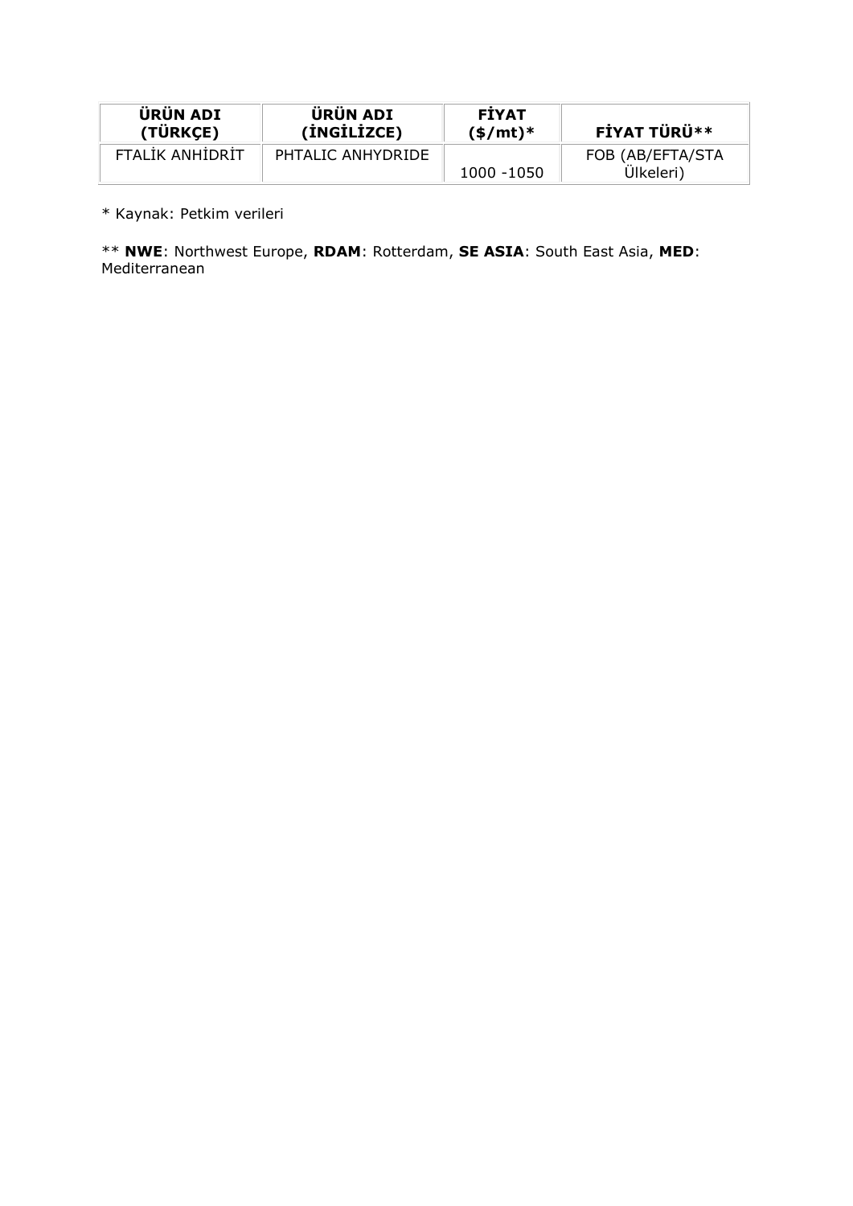| ÜRÜN ADI (TÜRKÇE) | ÜRÜN ADI (İNGİLİZCE) | FİYAT ($/mt)* | FİYAT TÜRÜ** |
| --- | --- | --- | --- |
| FTALİK ANHİDRİT | PHTALIC ANHYDRIDE | 1000 -1050 | FOB (AB/EFTA/STA Ülkeleri) |

* Kaynak: Petkim verileri

** **NWE**: Northwest Europe, **RDAM**: Rotterdam, **SE ASIA**: South East Asia, **MED**: Mediterranean